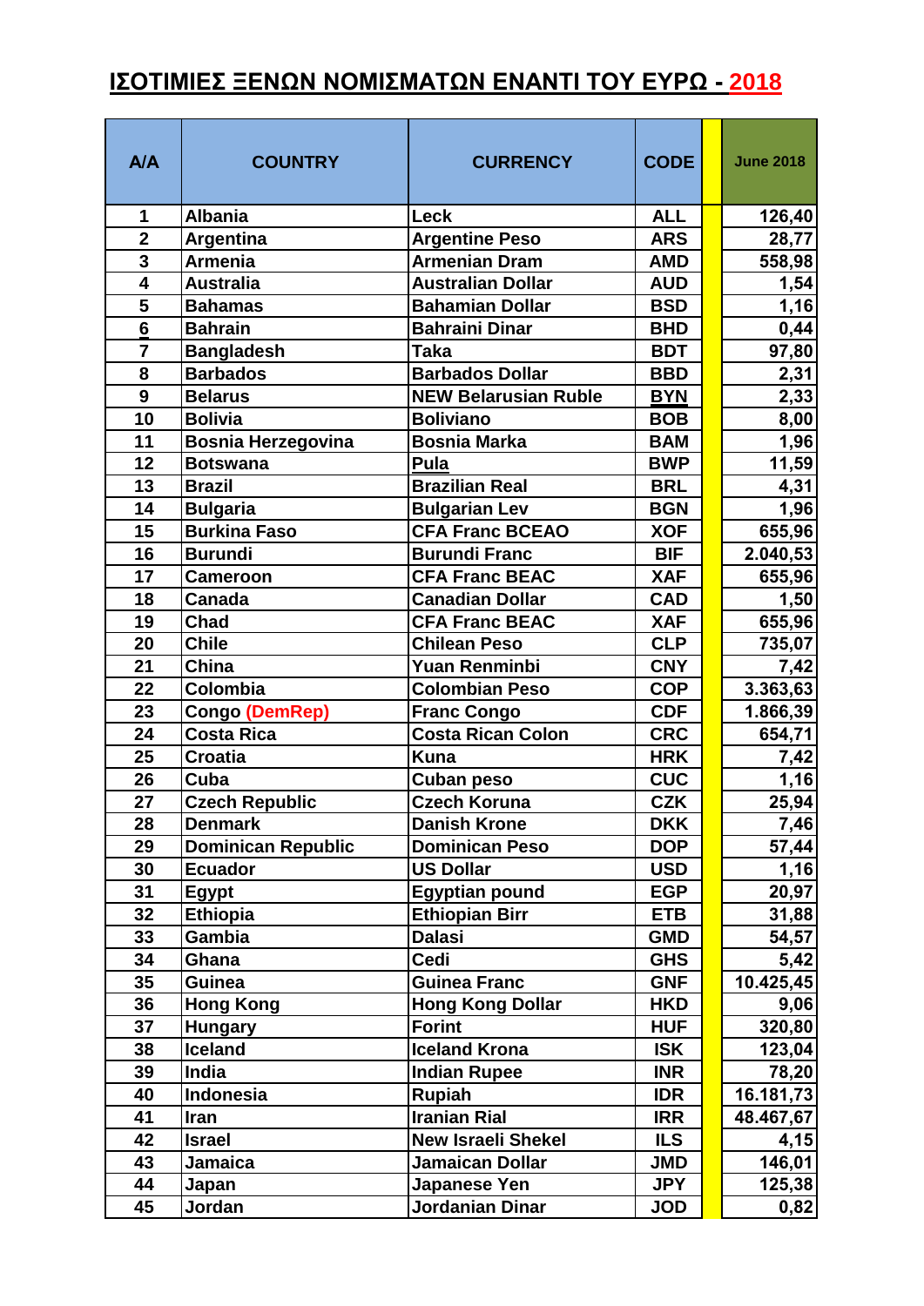# ΙΣΟΤΙΜΙΕΣ ΞΕΝΩΝ ΝΟΜΙΣΜΑΤΩΝ ΕΝΑΝΤΙ ΤΟΥ ΕΥΡΩ - 2018

| A/A | COUNTRY | CURRENCY | CODE | | June 2018 |
|---|---|---|---|---|---|
| 1 | Albania | Leck | ALL | | 126,40 |
| 2 | Argentina | Argentine Peso | ARS | | 28,77 |
| 3 | Armenia | Armenian Dram | AMD | | 558,98 |
| 4 | Australia | Australian Dollar | AUD | | 1,54 |
| 5 | Bahamas | Bahamian Dollar | BSD | | 1,16 |
| 6 | Bahrain | Bahraini Dinar | BHD | | 0,44 |
| 7 | Bangladesh | Taka | BDT | | 97,80 |
| 8 | Barbados | Barbados Dollar | BBD | | 2,31 |
| 9 | Belarus | NEW Belarusian Ruble | BYN | | 2,33 |
| 10 | Bolivia | Boliviano | BOB | | 8,00 |
| 11 | Bosnia Herzegovina | Bosnia Marka | BAM | | 1,96 |
| 12 | Botswana | Pula | BWP | | 11,59 |
| 13 | Brazil | Brazilian Real | BRL | | 4,31 |
| 14 | Bulgaria | Bulgarian Lev | BGN | | 1,96 |
| 15 | Burkina Faso | CFA Franc BCEAO | XOF | | 655,96 |
| 16 | Burundi | Burundi Franc | BIF | | 2.040,53 |
| 17 | Cameroon | CFA Franc BEAC | XAF | | 655,96 |
| 18 | Canada | Canadian Dollar | CAD | | 1,50 |
| 19 | Chad | CFA Franc BEAC | XAF | | 655,96 |
| 20 | Chile | Chilean Peso | CLP | | 735,07 |
| 21 | China | Yuan Renminbi | CNY | | 7,42 |
| 22 | Colombia | Colombian Peso | COP | | 3.363,63 |
| 23 | Congo (DemRep) | Franc Congo | CDF | | 1.866,39 |
| 24 | Costa Rica | Costa Rican Colon | CRC | | 654,71 |
| 25 | Croatia | Kuna | HRK | | 7,42 |
| 26 | Cuba | Cuban peso | CUC | | 1,16 |
| 27 | Czech Republic | Czech Koruna | CZK | | 25,94 |
| 28 | Denmark | Danish Krone | DKK | | 7,46 |
| 29 | Dominican Republic | Dominican Peso | DOP | | 57,44 |
| 30 | Ecuador | US Dollar | USD | | 1,16 |
| 31 | Egypt | Egyptian pound | EGP | | 20,97 |
| 32 | Ethiopia | Ethiopian Birr | ETB | | 31,88 |
| 33 | Gambia | Dalasi | GMD | | 54,57 |
| 34 | Ghana | Cedi | GHS | | 5,42 |
| 35 | Guinea | Guinea Franc | GNF | | 10.425,45 |
| 36 | Hong Kong | Hong Kong Dollar | HKD | | 9,06 |
| 37 | Hungary | Forint | HUF | | 320,80 |
| 38 | Iceland | Iceland Krona | ISK | | 123,04 |
| 39 | India | Indian Rupee | INR | | 78,20 |
| 40 | Indonesia | Rupiah | IDR | | 16.181,73 |
| 41 | Iran | Iranian Rial | IRR | | 48.467,67 |
| 42 | Israel | New Israeli Shekel | ILS | | 4,15 |
| 43 | Jamaica | Jamaican Dollar | JMD | | 146,01 |
| 44 | Japan | Japanese Yen | JPY | | 125,38 |
| 45 | Jordan | Jordanian Dinar | JOD | | 0,82 |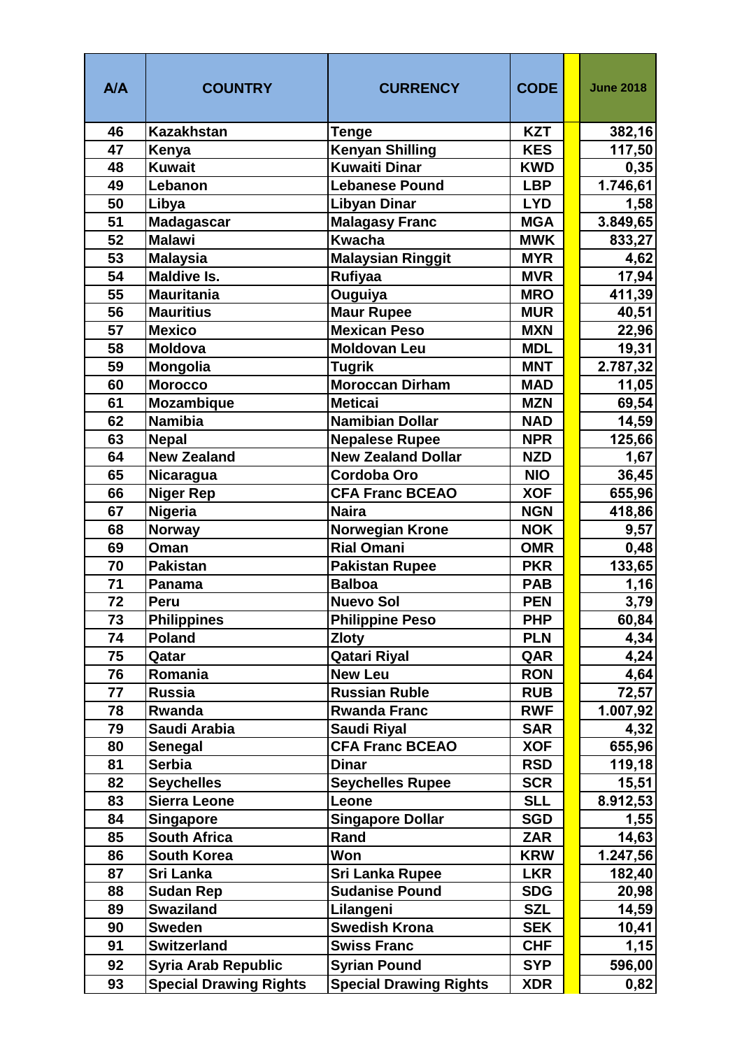| A/A | COUNTRY | CURRENCY | CODE | | June 2018 |
|---|---|---|---|---|---|
| 46 | Kazakhstan | Tenge | KZT | | 382,16 |
| 47 | Kenya | Kenyan Shilling | KES | | 117,50 |
| 48 | Kuwait | Kuwaiti Dinar | KWD | | 0,35 |
| 49 | Lebanon | Lebanese Pound | LBP | | 1.746,61 |
| 50 | Libya | Libyan Dinar | LYD | | 1,58 |
| 51 | Madagascar | Malagasy Franc | MGA | | 3.849,65 |
| 52 | Malawi | Kwacha | MWK | | 833,27 |
| 53 | Malaysia | Malaysian Ringgit | MYR | | 4,62 |
| 54 | Maldive Is. | Rufiyaa | MVR | | 17,94 |
| 55 | Mauritania | Ouguiya | MRO | | 411,39 |
| 56 | Mauritius | Maur Rupee | MUR | | 40,51 |
| 57 | Mexico | Mexican Peso | MXN | | 22,96 |
| 58 | Moldova | Moldovan Leu | MDL | | 19,31 |
| 59 | Mongolia | Tugrik | MNT | | 2.787,32 |
| 60 | Morocco | Moroccan Dirham | MAD | | 11,05 |
| 61 | Mozambique | Meticai | MZN | | 69,54 |
| 62 | Namibia | Namibian Dollar | NAD | | 14,59 |
| 63 | Nepal | Nepalese Rupee | NPR | | 125,66 |
| 64 | New Zealand | New Zealand Dollar | NZD | | 1,67 |
| 65 | Nicaragua | Cordoba Oro | NIO | | 36,45 |
| 66 | Niger Rep | CFA Franc BCEAO | XOF | | 655,96 |
| 67 | Nigeria | Naira | NGN | | 418,86 |
| 68 | Norway | Norwegian Krone | NOK | | 9,57 |
| 69 | Oman | Rial Omani | OMR | | 0,48 |
| 70 | Pakistan | Pakistan Rupee | PKR | | 133,65 |
| 71 | Panama | Balboa | PAB | | 1,16 |
| 72 | Peru | Nuevo Sol | PEN | | 3,79 |
| 73 | Philippines | Philippine Peso | PHP | | 60,84 |
| 74 | Poland | Zloty | PLN | | 4,34 |
| 75 | Qatar | Qatari Riyal | QAR | | 4,24 |
| 76 | Romania | New Leu | RON | | 4,64 |
| 77 | Russia | Russian Ruble | RUB | | 72,57 |
| 78 | Rwanda | Rwanda Franc | RWF | | 1.007,92 |
| 79 | Saudi Arabia | Saudi Riyal | SAR | | 4,32 |
| 80 | Senegal | CFA Franc BCEAO | XOF | | 655,96 |
| 81 | Serbia | Dinar | RSD | | 119,18 |
| 82 | Seychelles | Seychelles Rupee | SCR | | 15,51 |
| 83 | Sierra Leone | Leone | SLL | | 8.912,53 |
| 84 | Singapore | Singapore Dollar | SGD | | 1,55 |
| 85 | South Africa | Rand | ZAR | | 14,63 |
| 86 | South Korea | Won | KRW | | 1.247,56 |
| 87 | Sri Lanka | Sri Lanka Rupee | LKR | | 182,40 |
| 88 | Sudan Rep | Sudanise Pound | SDG | | 20,98 |
| 89 | Swaziland | Lilangeni | SZL | | 14,59 |
| 90 | Sweden | Swedish Krona | SEK | | 10,41 |
| 91 | Switzerland | Swiss Franc | CHF | | 1,15 |
| 92 | Syria Arab Republic | Syrian Pound | SYP | | 596,00 |
| 93 | Special Drawing Rights | Special Drawing Rights | XDR | | 0,82 |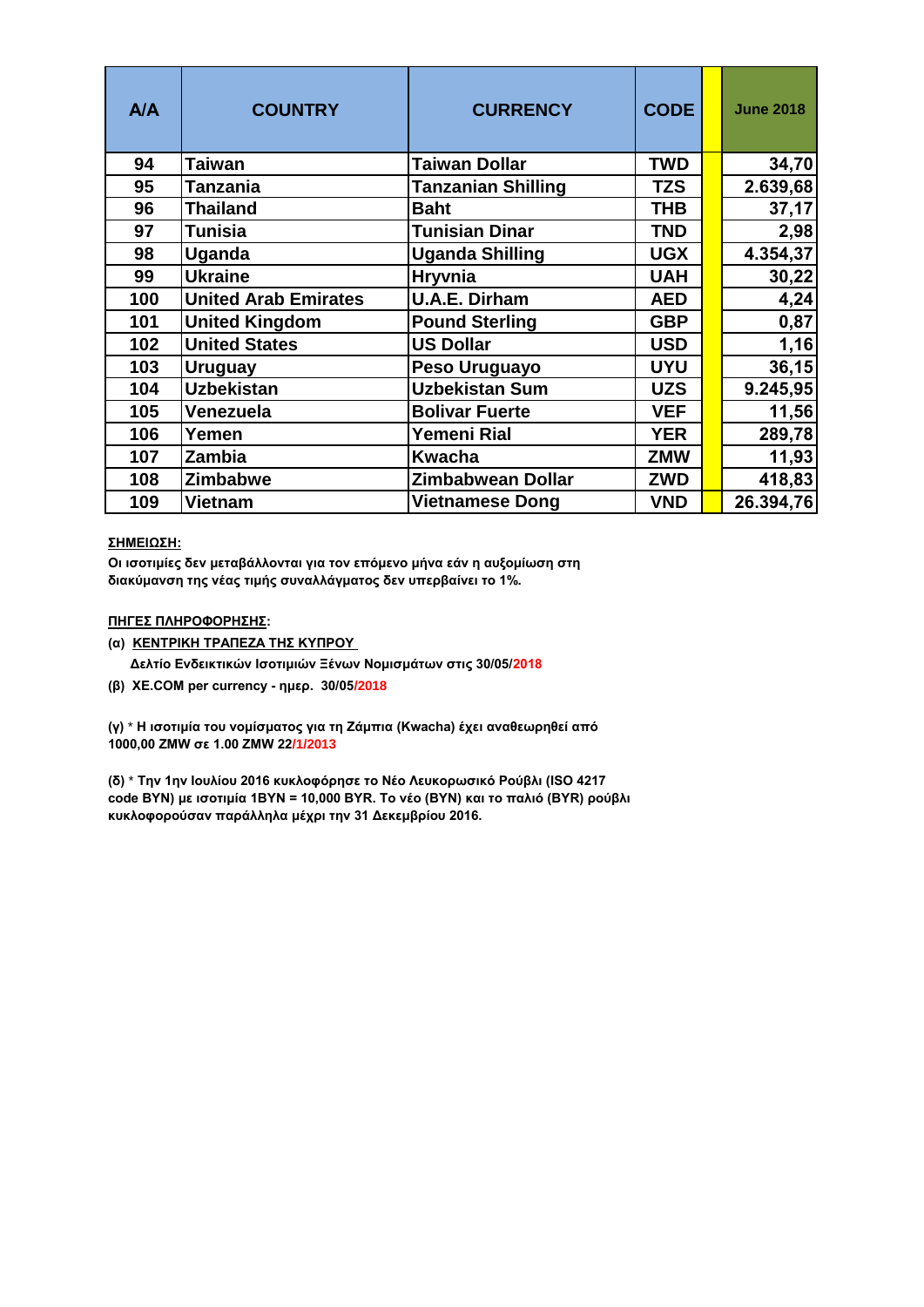| A/A | COUNTRY | CURRENCY | CODE | | June 2018 |
|---|---|---|---|---|---|
| 94 | Taiwan | Taiwan Dollar | TWD | | 34,70 |
| 95 | Tanzania | Tanzanian Shilling | TZS | | 2.639,68 |
| 96 | Thailand | Baht | THB | | 37,17 |
| 97 | Tunisia | Tunisian Dinar | TND | | 2,98 |
| 98 | Uganda | Uganda Shilling | UGX | | 4.354,37 |
| 99 | Ukraine | Hryvnia | UAH | | 30,22 |
| 100 | United Arab Emirates | U.A.E. Dirham | AED | | 4,24 |
| 101 | United Kingdom | Pound Sterling | GBP | | 0,87 |
| 102 | United States | US Dollar | USD | | 1,16 |
| 103 | Uruguay | Peso Uruguayo | UYU | | 36,15 |
| 104 | Uzbekistan | Uzbekistan Sum | UZS | | 9.245,95 |
| 105 | Venezuela | Bolivar Fuerte | VEF | | 11,56 |
| 106 | Yemen | Yemeni Rial | YER | | 289,78 |
| 107 | Zambia | Kwacha | ZMW | | 11,93 |
| 108 | Zimbabwe | Zimbabwean Dollar | ZWD | | 418,83 |
| 109 | Vietnam | Vietnamese Dong | VND | | 26.394,76 |

**ΣΗΜΕΙΩΣΗ:**

**Οι ισοτιμίες δεν μεταβάλλονται για τον επόμενο μήνα εάν η αυξομίωση στη διακύμανση της νέας τιμής συναλλάγματος δεν υπερβαίνει το 1%.**

**ΠΗΓΕΣ ΠΛΗΡΟΦΟΡΗΣΗΣ:**

**(α) ΚΕΝΤΡΙΚΗ ΤΡΑΠΕΖΑ ΤΗΣ ΚΥΠΡΟΥ**

**Δελτίο Ενδεικτικών Ισοτιμιών Ξένων Νομισμάτων στις 30/05/2018**

**(β) XE.COM per currency - ημερ. 30/05/2018**

**(γ) * Η ισοτιμία του νομίσματος για τη Ζάμπια (Kwacha) έχει αναθεωρηθεί από 1000,00 ZMW σε 1.00 ZMW 22/1/2013**

**(δ) * Την 1ην Ιουλίου 2016 κυκλοφόρησε το Νέο Λευκορωσικό Ρούβλι (ISO 4217 code BYN) με ισοτιμία 1BYN = 10,000 BYR. Το νέο (BYN) και το παλιό (BYR) ρούβλι κυκλοφορούσαν παράλληλα μέχρι την 31 Δεκεμβρίου 2016.**